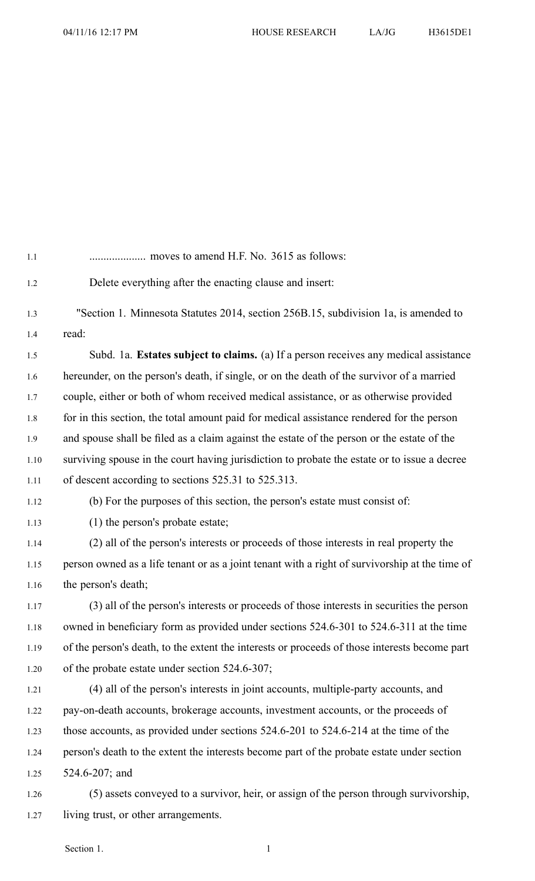.................... moves to amend H.F. No. 3615 as follows:

Delete everything after the enacting clause and insert:

"Section 1. Minnesota Statutes 2014, section 256B.15, subdivision 1a, is amended to read:

Subd. 1a. **Estates subject to claims.** (a) If a person receives any medical assistance hereunder, on the person's death, if single, or on the death of the survivor of a married couple, either or both of whom received medical assistance, or as otherwise provided for in this section, the total amount paid for medical assistance rendered for the person and spouse shall be filed as a claim against the estate of the person or the estate of the surviving spouse in the court having jurisdiction to probate the estate or to issue a decree of descent according to sections 525.31 to 525.313.

(b) For the purposes of this section, the person's estate must consist of:

(1) the person's probate estate;

(2) all of the person's interests or proceeds of those interests in real property the person owned as a life tenant or as a joint tenant with a right of survivorship at the time of the person's death;

(3) all of the person's interests or proceeds of those interests in securities the person owned in beneficiary form as provided under sections 524.6-301 to 524.6-311 at the time of the person's death, to the extent the interests or proceeds of those interests become part of the probate estate under section 524.6-307;

(4) all of the person's interests in joint accounts, multiple-party accounts, and pay-on-death accounts, brokerage accounts, investment accounts, or the proceeds of those accounts, as provided under sections 524.6-201 to 524.6-214 at the time of the person's death to the extent the interests become part of the probate estate under section 524.6-207; and

(5) assets conveyed to a survivor, heir, or assign of the person through survivorship, living trust, or other arrangements.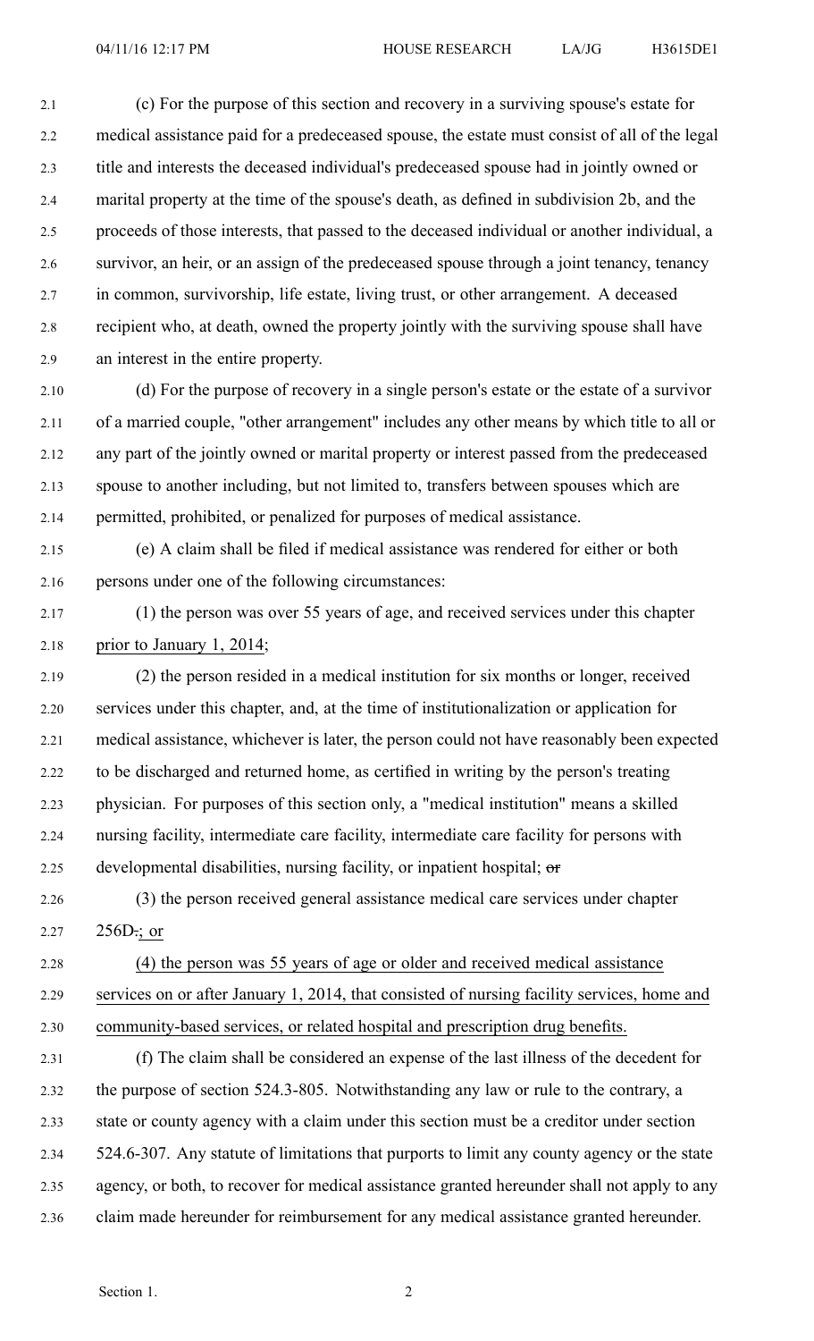(c) For the purpose of this section and recovery in a surviving spouse's estate for medical assistance paid for a predeceased spouse, the estate must consist of all of the legal title and interests the deceased individual's predeceased spouse had in jointly owned or marital property at the time of the spouse's death, as defined in subdivision 2b, and the proceeds of those interests, that passed to the deceased individual or another individual, a survivor, an heir, or an assign of the predeceased spouse through a joint tenancy, tenancy in common, survivorship, life estate, living trust, or other arrangement. A deceased recipient who, at death, owned the property jointly with the surviving spouse shall have an interest in the entire property.

(d) For the purpose of recovery in a single person's estate or the estate of a survivor of a married couple, "other arrangement" includes any other means by which title to all or any part of the jointly owned or marital property or interest passed from the predeceased spouse to another including, but not limited to, transfers between spouses which are permitted, prohibited, or penalized for purposes of medical assistance.

(e) A claim shall be filed if medical assistance was rendered for either or both persons under one of the following circumstances:

(1) the person was over 55 years of age, and received services under this chapter prior to January 1, 2014;

(2) the person resided in a medical institution for six months or longer, received services under this chapter, and, at the time of institutionalization or application for medical assistance, whichever is later, the person could not have reasonably been expected to be discharged and returned home, as certified in writing by the person's treating physician. For purposes of this section only, a "medical institution" means a skilled nursing facility, intermediate care facility, intermediate care facility for persons with developmental disabilities, nursing facility, or inpatient hospital; ~~or~~

(3) the person received general assistance medical care services under chapter 256D~~.~~; or

(4) the person was 55 years of age or older and received medical assistance services on or after January 1, 2014, that consisted of nursing facility services, home and community-based services, or related hospital and prescription drug benefits.

(f) The claim shall be considered an expense of the last illness of the decedent for the purpose of section 524.3-805. Notwithstanding any law or rule to the contrary, a state or county agency with a claim under this section must be a creditor under section 524.6-307. Any statute of limitations that purports to limit any county agency or the state agency, or both, to recover for medical assistance granted hereunder shall not apply to any claim made hereunder for reimbursement for any medical assistance granted hereunder.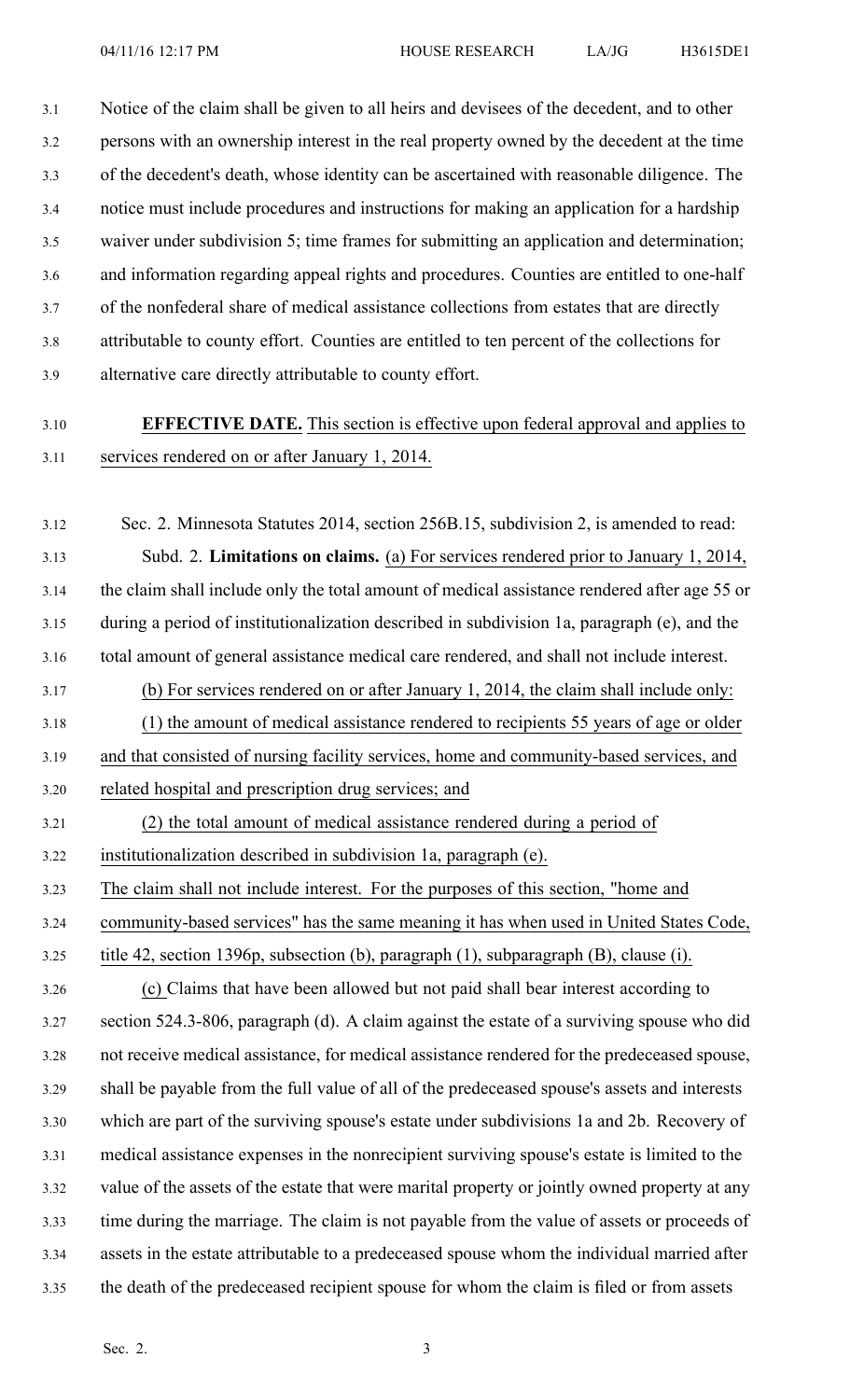Notice of the claim shall be given to all heirs and devisees of the decedent, and to other persons with an ownership interest in the real property owned by the decedent at the time of the decedent's death, whose identity can be ascertained with reasonable diligence. The notice must include procedures and instructions for making an application for a hardship waiver under subdivision 5; time frames for submitting an application and determination; and information regarding appeal rights and procedures. Counties are entitled to one-half of the nonfederal share of medical assistance collections from estates that are directly attributable to county effort. Counties are entitled to ten percent of the collections for alternative care directly attributable to county effort.

**EFFECTIVE DATE.** This section is effective upon federal approval and applies to services rendered on or after January 1, 2014.

Sec. 2. Minnesota Statutes 2014, section 256B.15, subdivision 2, is amended to read:

Subd. 2. **Limitations on claims.** (a) For services rendered prior to January 1, 2014, the claim shall include only the total amount of medical assistance rendered after age 55 or during a period of institutionalization described in subdivision 1a, paragraph (e), and the total amount of general assistance medical care rendered, and shall not include interest.

(b) For services rendered on or after January 1, 2014, the claim shall include only:

(1) the amount of medical assistance rendered to recipients 55 years of age or older and that consisted of nursing facility services, home and community-based services, and related hospital and prescription drug services; and

(2) the total amount of medical assistance rendered during a period of institutionalization described in subdivision 1a, paragraph (e).

The claim shall not include interest. For the purposes of this section, "home and community-based services" has the same meaning it has when used in United States Code, title 42, section 1396p, subsection (b), paragraph (1), subparagraph (B), clause (i).

(c) Claims that have been allowed but not paid shall bear interest according to section 524.3-806, paragraph (d). A claim against the estate of a surviving spouse who did not receive medical assistance, for medical assistance rendered for the predeceased spouse, shall be payable from the full value of all of the predeceased spouse's assets and interests which are part of the surviving spouse's estate under subdivisions 1a and 2b. Recovery of medical assistance expenses in the nonrecipient surviving spouse's estate is limited to the value of the assets of the estate that were marital property or jointly owned property at any time during the marriage. The claim is not payable from the value of assets or proceeds of assets in the estate attributable to a predeceased spouse whom the individual married after the death of the predeceased recipient spouse for whom the claim is filed or from assets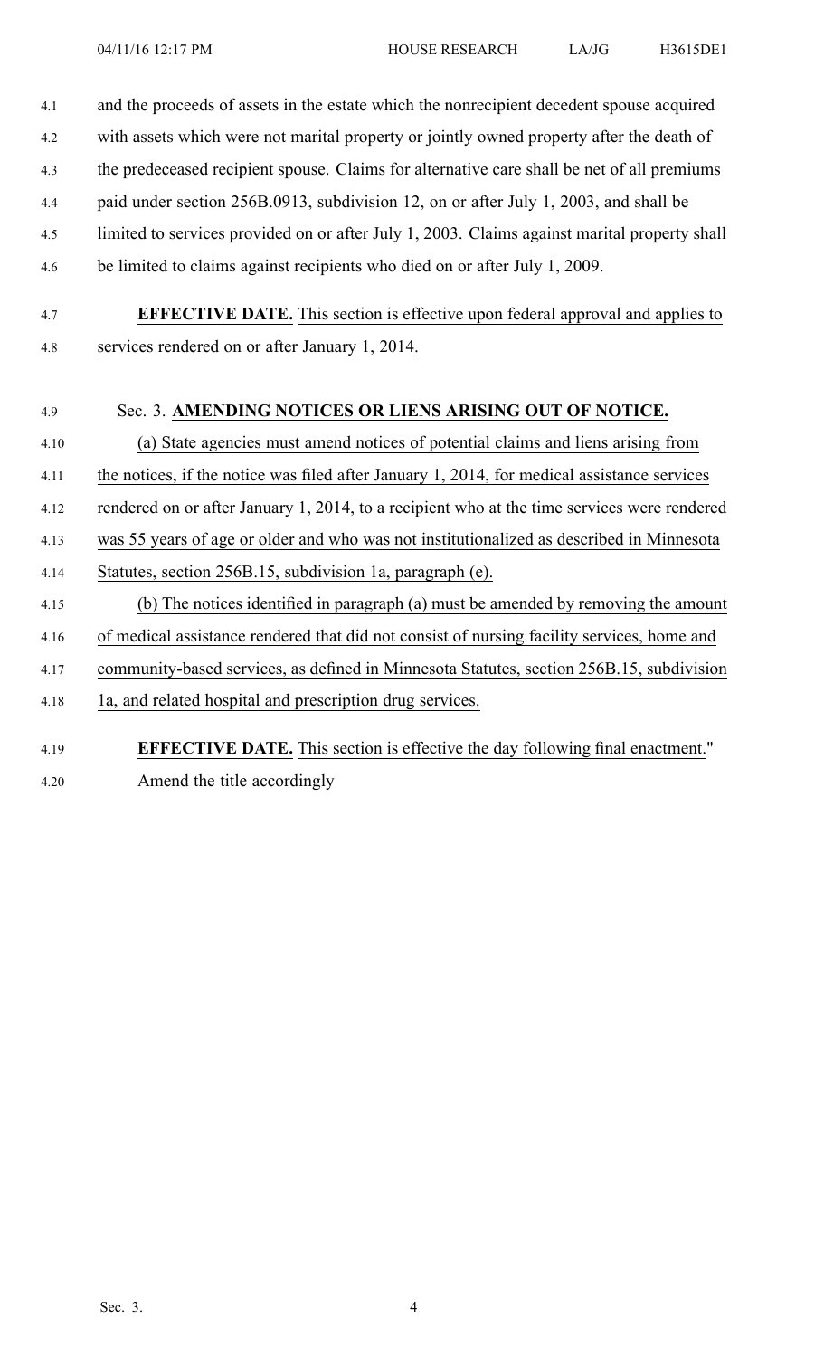and the proceeds of assets in the estate which the nonrecipient decedent spouse acquired with assets which were not marital property or jointly owned property after the death of the predeceased recipient spouse. Claims for alternative care shall be net of all premiums paid under section 256B.0913, subdivision 12, on or after July 1, 2003, and shall be limited to services provided on or after July 1, 2003. Claims against marital property shall be limited to claims against recipients who died on or after July 1, 2009.

**EFFECTIVE DATE.** This section is effective upon federal approval and applies to services rendered on or after January 1, 2014.

Sec. 3. **AMENDING NOTICES OR LIENS ARISING OUT OF NOTICE.**

(a) State agencies must amend notices of potential claims and liens arising from the notices, if the notice was filed after January 1, 2014, for medical assistance services rendered on or after January 1, 2014, to a recipient who at the time services were rendered was 55 years of age or older and who was not institutionalized as described in Minnesota Statutes, section 256B.15, subdivision 1a, paragraph (e).

(b) The notices identified in paragraph (a) must be amended by removing the amount of medical assistance rendered that did not consist of nursing facility services, home and community-based services, as defined in Minnesota Statutes, section 256B.15, subdivision 1a, and related hospital and prescription drug services.

**EFFECTIVE DATE.** This section is effective the day following final enactment."

Amend the title accordingly